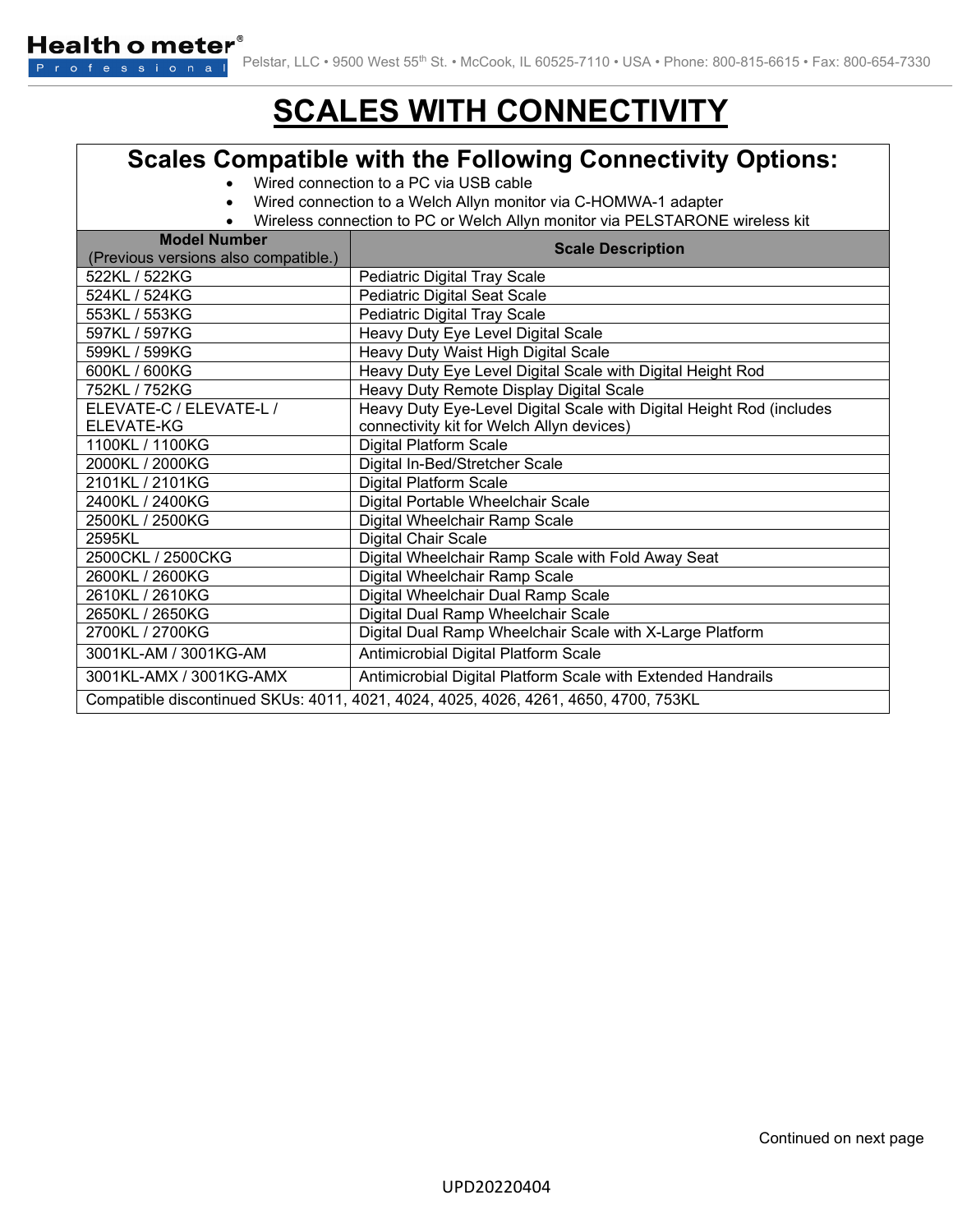# SCALES WITH CONNECTIVITY

## Scales Compatible with the Following Connectivity Options:

- Wired connection to a PC via USB cable
- Wired connection to a Welch Allyn monitor via C-HOMWA-1 adapter
- Wireless connection to PC or Welch Allyn monitor via PELSTARONE wireless kit

| **Model Number** (Previous versions also compatible.) | **Scale Description** |
|---|---|
| 522KL / 522KG | Pediatric Digital Tray Scale |
| 524KL / 524KG | Pediatric Digital Seat Scale |
| 553KL / 553KG | Pediatric Digital Tray Scale |
| 597KL / 597KG | Heavy Duty Eye Level Digital Scale |
| 599KL / 599KG | Heavy Duty Waist High Digital Scale |
| 600KL / 600KG | Heavy Duty Eye Level Digital Scale with Digital Height Rod |
| 752KL / 752KG | Heavy Duty Remote Display Digital Scale |
| ELEVATE-C / ELEVATE-L / ELEVATE-KG | Heavy Duty Eye-Level Digital Scale with Digital Height Rod (includes connectivity kit for Welch Allyn devices) |
| 1100KL / 1100KG | Digital Platform Scale |
| 2000KL / 2000KG | Digital In-Bed/Stretcher Scale |
| 2101KL / 2101KG | Digital Platform Scale |
| 2400KL / 2400KG | Digital Portable Wheelchair Scale |
| 2500KL / 2500KG | Digital Wheelchair Ramp Scale |
| 2595KL | Digital Chair Scale |
| 2500CKL / 2500CKG | Digital Wheelchair Ramp Scale with Fold Away Seat |
| 2600KL / 2600KG | Digital Wheelchair Ramp Scale |
| 2610KL / 2610KG | Digital Wheelchair Dual Ramp Scale |
| 2650KL / 2650KG | Digital Dual Ramp Wheelchair Scale |
| 2700KL / 2700KG | Digital Dual Ramp Wheelchair Scale with X-Large Platform |
| 3001KL-AM / 3001KG-AM | Antimicrobial Digital Platform Scale |
| 3001KL-AMX / 3001KG-AMX | Antimicrobial Digital Platform Scale with Extended Handrails |
| Compatible discontinued SKUs: 4011, 4021, 4024, 4025, 4026, 4261, 4650, 4700, 753KL | |

Continued on next page

UPD20220404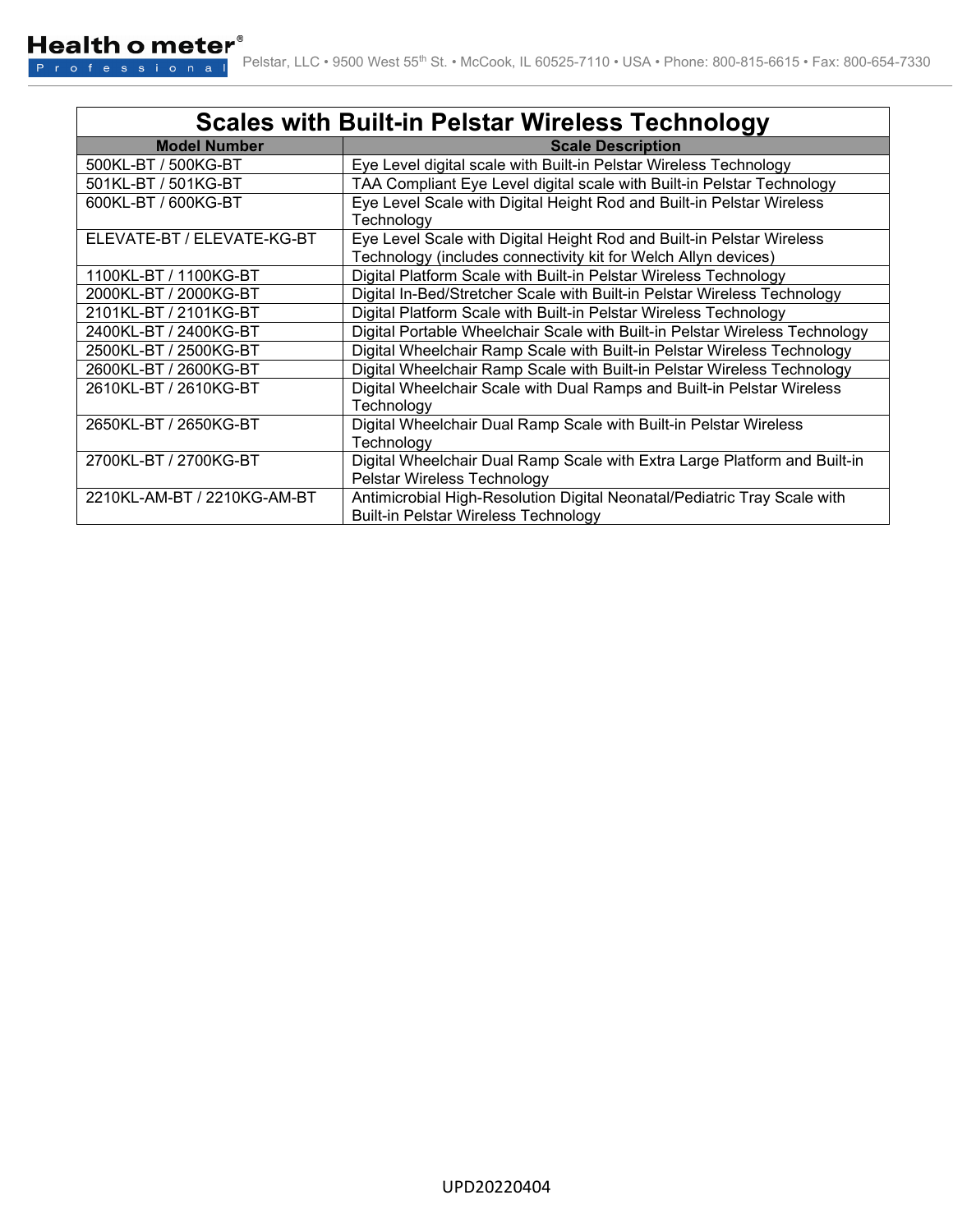| Scales with Built-in Pelstar Wireless Technology | |
|---|---|
| **Model Number** | **Scale Description** |
| 500KL-BT / 500KG-BT | Eye Level digital scale with Built-in Pelstar Wireless Technology |
| 501KL-BT / 501KG-BT | TAA Compliant Eye Level digital scale with Built-in Pelstar Technology |
| 600KL-BT / 600KG-BT | Eye Level Scale with Digital Height Rod and Built-in Pelstar Wireless Technology |
| ELEVATE-BT / ELEVATE-KG-BT | Eye Level Scale with Digital Height Rod and Built-in Pelstar Wireless Technology (includes connectivity kit for Welch Allyn devices) |
| 1100KL-BT / 1100KG-BT | Digital Platform Scale with Built-in Pelstar Wireless Technology |
| 2000KL-BT / 2000KG-BT | Digital In-Bed/Stretcher Scale with Built-in Pelstar Wireless Technology |
| 2101KL-BT / 2101KG-BT | Digital Platform Scale with Built-in Pelstar Wireless Technology |
| 2400KL-BT / 2400KG-BT | Digital Portable Wheelchair Scale with Built-in Pelstar Wireless Technology |
| 2500KL-BT / 2500KG-BT | Digital Wheelchair Ramp Scale with Built-in Pelstar Wireless Technology |
| 2600KL-BT / 2600KG-BT | Digital Wheelchair Ramp Scale with Built-in Pelstar Wireless Technology |
| 2610KL-BT / 2610KG-BT | Digital Wheelchair Scale with Dual Ramps and Built-in Pelstar Wireless Technology |
| 2650KL-BT / 2650KG-BT | Digital Wheelchair Dual Ramp Scale with Built-in Pelstar Wireless Technology |
| 2700KL-BT / 2700KG-BT | Digital Wheelchair Dual Ramp Scale with Extra Large Platform and Built-in Pelstar Wireless Technology |
| 2210KL-AM-BT / 2210KG-AM-BT | Antimicrobial High-Resolution Digital Neonatal/Pediatric Tray Scale with Built-in Pelstar Wireless Technology |

UPD20220404